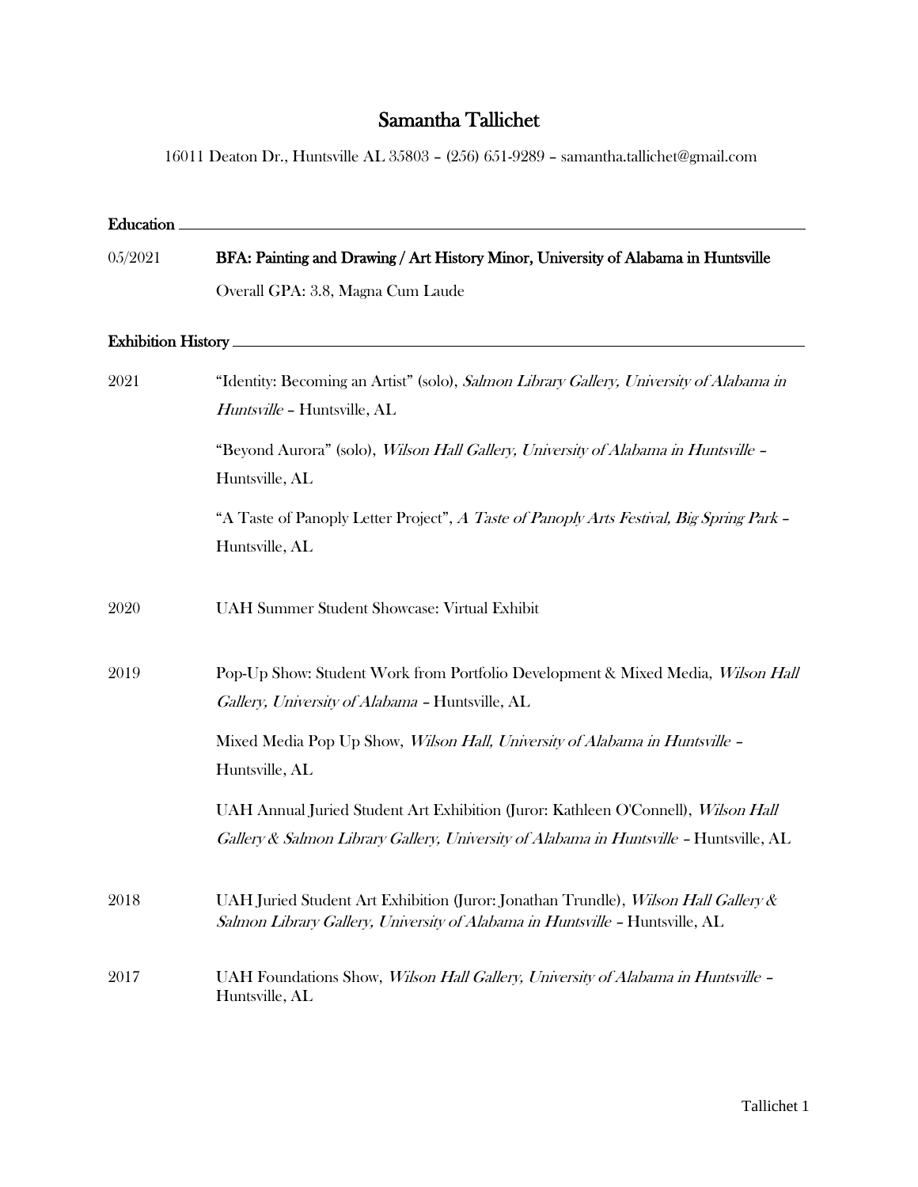# Samantha Tallichet

16011 Deaton Dr., Huntsville AL 35803 – (256) 651-9289 – samantha.tallichet@gmail.com

## Education

05/2021 **BFA: Painting and Drawing / Art History Minor, University of Alabama in Huntsville**

Overall GPA: 3.8, Magna Cum Laude

## Exhibition History

**2021**

"Identity: Becoming an Artist" (solo), *Salmon Library Gallery, University of Alabama in Huntsville* – Huntsville, AL

"Beyond Aurora" (solo), *Wilson Hall Gallery, University of Alabama in Huntsville* – Huntsville, AL

"A Taste of Panoply Letter Project", *A Taste of Panoply Arts Festival, Big Spring Park* – Huntsville, AL

**2020**

UAH Summer Student Showcase: Virtual Exhibit

**2019**

Pop-Up Show: Student Work from Portfolio Development & Mixed Media, *Wilson Hall Gallery, University of Alabama* – Huntsville, AL

Mixed Media Pop Up Show, *Wilson Hall, University of Alabama in Huntsville* – Huntsville, AL

UAH Annual Juried Student Art Exhibition (Juror: Kathleen O'Connell), *Wilson Hall Gallery & Salmon Library Gallery, University of Alabama in Huntsville* – Huntsville, AL

**2018**

UAH Juried Student Art Exhibition (Juror: Jonathan Trundle), *Wilson Hall Gallery & Salmon Library Gallery, University of Alabama in Huntsville* – Huntsville, AL

**2017**

UAH Foundations Show, *Wilson Hall Gallery, University of Alabama in Huntsville* – Huntsville, AL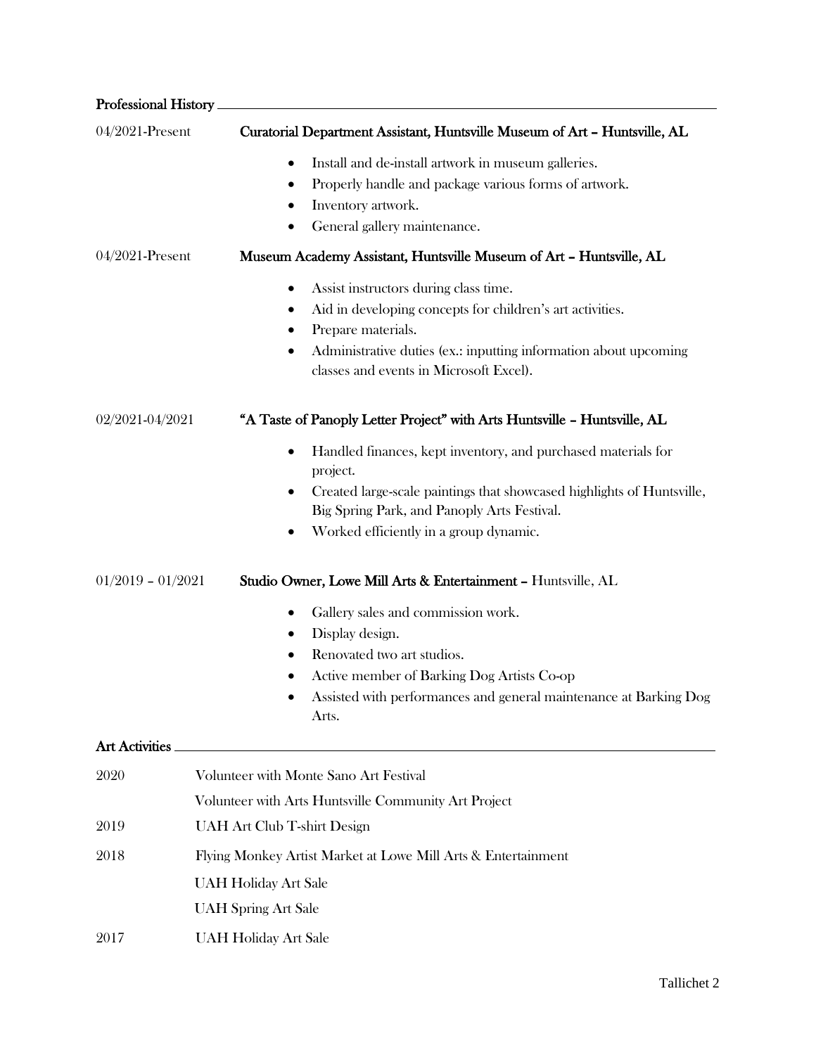## Professional History

04/2021-Present **Curatorial Department Assistant, Huntsville Museum of Art – Huntsville, AL**

- Install and de-install artwork in museum galleries.
- Properly handle and package various forms of artwork.
- Inventory artwork.
- General gallery maintenance.

04/2021-Present **Museum Academy Assistant, Huntsville Museum of Art – Huntsville, AL**

- Assist instructors during class time.
- Aid in developing concepts for children's art activities.
- Prepare materials.
- Administrative duties (ex.: inputting information about upcoming classes and events in Microsoft Excel).

02/2021-04/2021 **"A Taste of Panoply Letter Project" with Arts Huntsville – Huntsville, AL**

- Handled finances, kept inventory, and purchased materials for project.
- Created large-scale paintings that showcased highlights of Huntsville, Big Spring Park, and Panoply Arts Festival.
- Worked efficiently in a group dynamic.

01/2019 – 01/2021 **Studio Owner, Lowe Mill Arts & Entertainment –** Huntsville, AL

- Gallery sales and commission work.
- Display design.
- Renovated two art studios.
- Active member of Barking Dog Artists Co-op
- Assisted with performances and general maintenance at Barking Dog Arts.

## Art Activities

2020 Volunteer with Monte Sano Art Festival

Volunteer with Arts Huntsville Community Art Project

2019 UAH Art Club T-shirt Design

2018 Flying Monkey Artist Market at Lowe Mill Arts & Entertainment

UAH Holiday Art Sale

UAH Spring Art Sale

2017 UAH Holiday Art Sale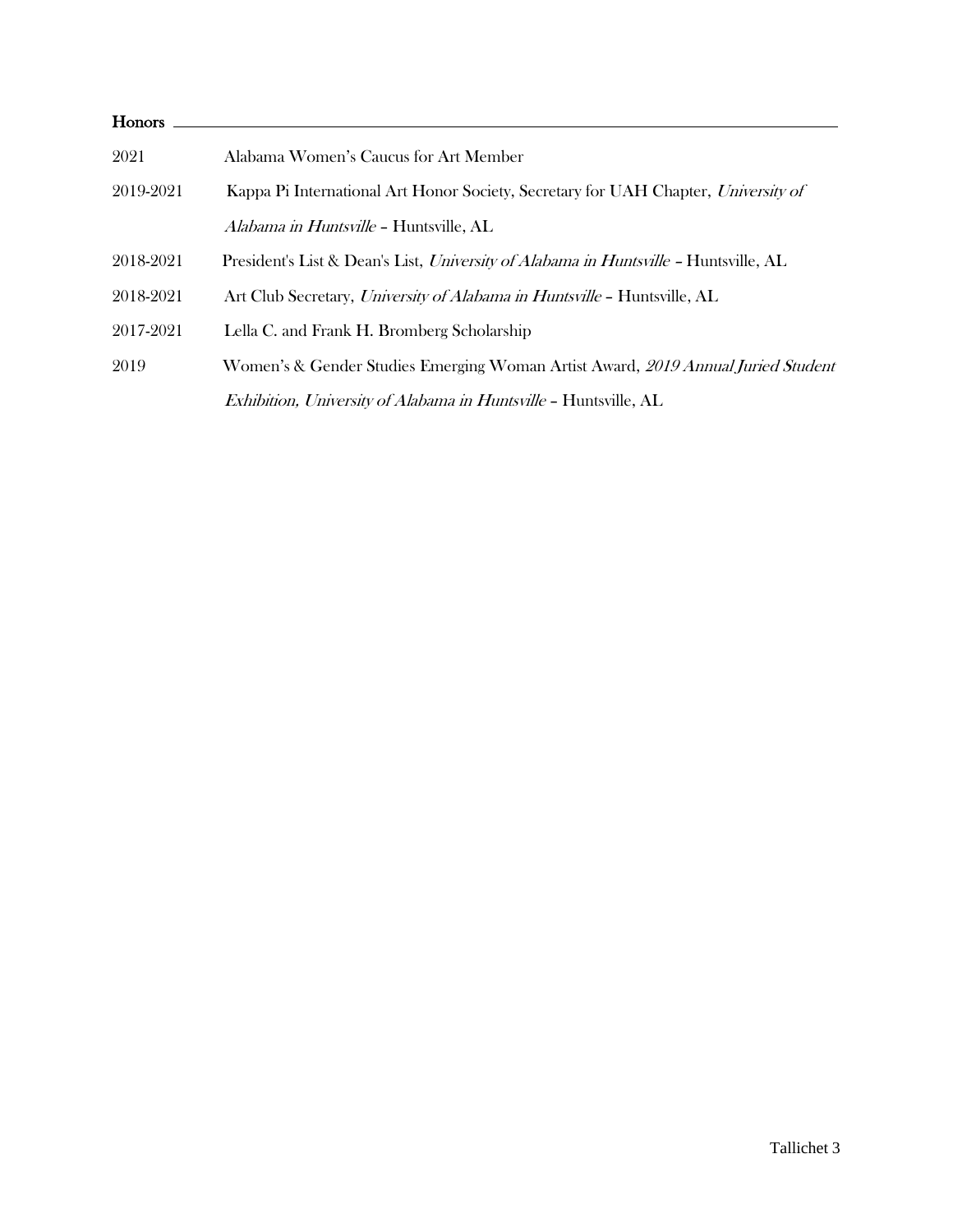## Honors

| | |
|---|---|
| 2021 | Alabama Women's Caucus for Art Member |
| 2019-2021 | Kappa Pi International Art Honor Society, Secretary for UAH Chapter, *University of Alabama in Huntsville* – Huntsville, AL |
| 2018-2021 | President's List & Dean's List, *University of Alabama in Huntsville* – Huntsville, AL |
| 2018-2021 | Art Club Secretary, *University of Alabama in Huntsville* – Huntsville, AL |
| 2017-2021 | Lella C. and Frank H. Bromberg Scholarship |
| 2019 | Women's & Gender Studies Emerging Woman Artist Award, *2019 Annual Juried Student Exhibition, University of Alabama in Huntsville* – Huntsville, AL |